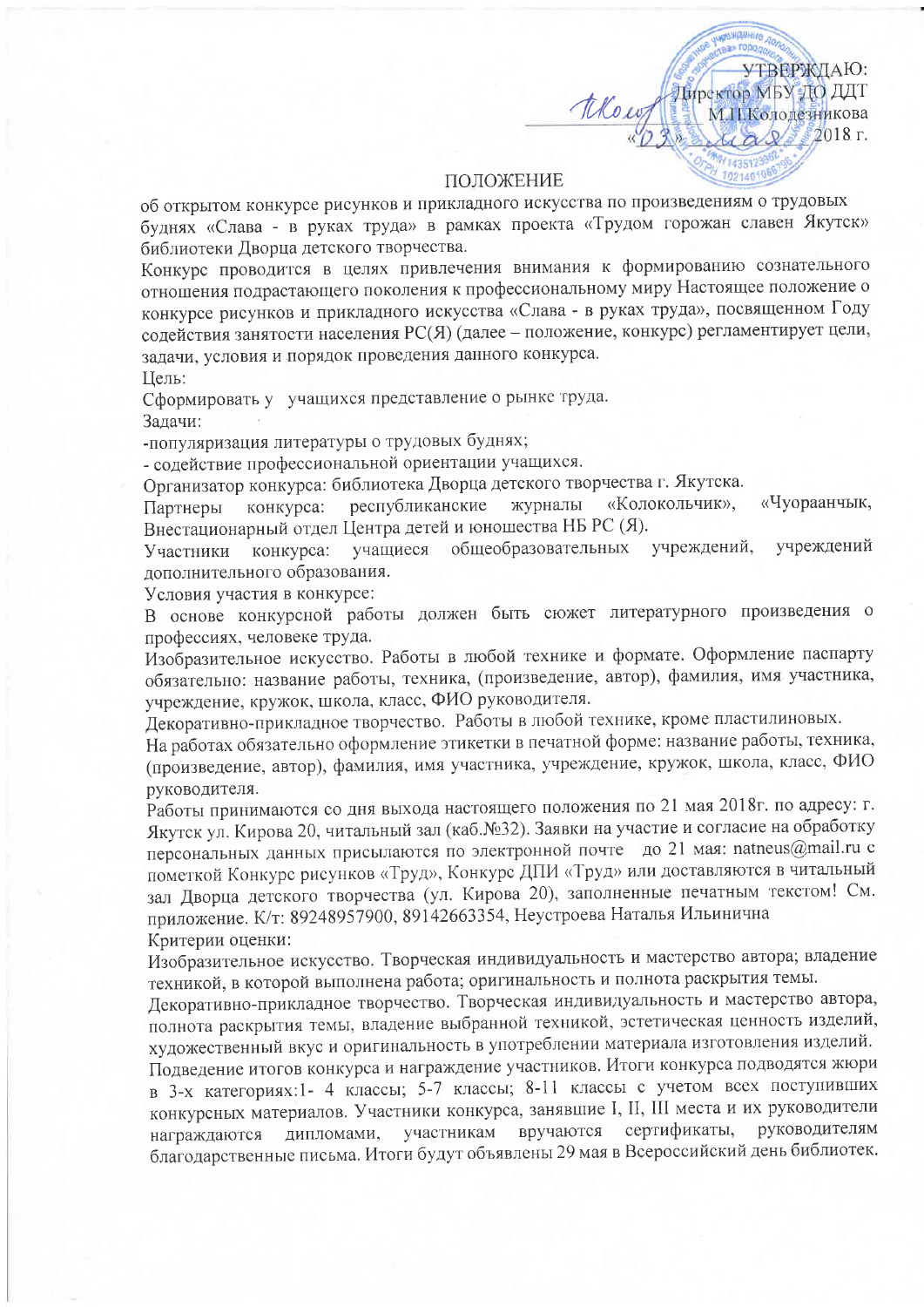УТВЕРЖДАЮ:
Директор МБУ ДО ДДТ
М.П.Колодезникова
«03» мая 2018 г.

## ПОЛОЖЕНИЕ

об открытом конкурсе рисунков и прикладного искусства по произведениям о трудовых буднях «Слава - в руках труда» в рамках проекта «Трудом горожан славен Якутск» библиотеки Дворца детского творчества.

Конкурс проводится в целях привлечения внимания к формированию сознательного отношения подрастающего поколения к профессиональному миру Настоящее положение о конкурсе рисунков и прикладного искусства «Слава - в руках труда», посвященном Году содействия занятости населения РС(Я) (далее – положение, конкурс) регламентирует цели, задачи, условия и порядок проведения данного конкурса.

Цель:

Сформировать у учащихся представление о рынке труда.

Задачи:

-популяризация литературы о трудовых буднях;

- содействие профессиональной ориентации учащихся.

Организатор конкурса: библиотека Дворца детского творчества г. Якутска.

Партнеры конкурса: республиканские журналы «Колокольчик», «Чуораанчык, Внестационарный отдел Центра детей и юношества НБ РС (Я).

Участники конкурса: учащиеся общеобразовательных учреждений, учреждений дополнительного образования.

Условия участия в конкурсе:

В основе конкурсной работы должен быть сюжет литературного произведения о профессиях, человеке труда.

Изобразительное искусство. Работы в любой технике и формате. Оформление паспарту обязательно: название работы, техника, (произведение, автор), фамилия, имя участника, учреждение, кружок, школа, класс, ФИО руководителя.

Декоративно-прикладное творчество. Работы в любой технике, кроме пластилиновых.

На работах обязательно оформление этикетки в печатной форме: название работы, техника, (произведение, автор), фамилия, имя участника, учреждение, кружок, школа, класс, ФИО руководителя.

Работы принимаются со дня выхода настоящего положения по 21 мая 2018г. по адресу: г. Якутск ул. Кирова 20, читальный зал (каб.№32). Заявки на участие и согласие на обработку персональных данных присылаются по электронной почте до 21 мая: natneus@mail.ru с пометкой Конкурс рисунков «Труд», Конкурс ДПИ «Труд» или доставляются в читальный зал Дворца детского творчества (ул. Кирова 20), заполненные печатным текстом! См. приложение. К/т: 89248957900, 89142663354, Неустроева Наталья Ильинична

Критерии оценки:

Изобразительное искусство. Творческая индивидуальность и мастерство автора; владение техникой, в которой выполнена работа; оригинальность и полнота раскрытия темы.

Декоративно-прикладное творчество. Творческая индивидуальность и мастерство автора, полнота раскрытия темы, владение выбранной техникой, эстетическая ценность изделий, художественный вкус и оригинальность в употреблении материала изготовления изделий.

Подведение итогов конкурса и награждение участников. Итоги конкурса подводятся жюри в 3-х категориях:1- 4 классы; 5-7 классы; 8-11 классы с учетом всех поступивших конкурсных материалов. Участники конкурса, занявшие I, II, III места и их руководители награждаются дипломами, участникам вручаются сертификаты, руководителям благодарственные письма. Итоги будут объявлены 29 мая в Всероссийский день библиотек.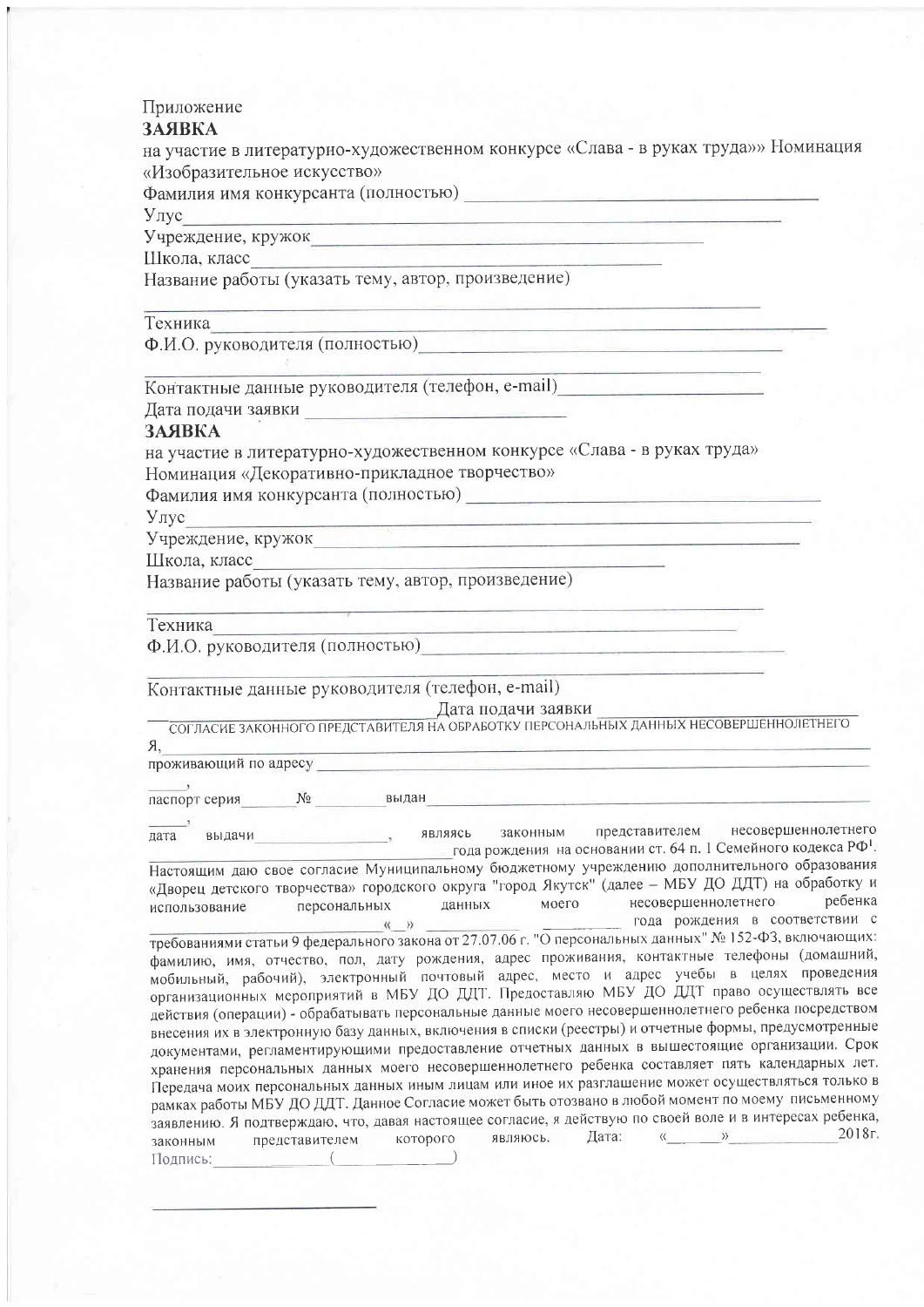Приложение

**ЗАЯВКА**

на участие в литературно-художественном конкурсе «Слава - в руках труда»» Номинация «Изобразительное искусство»

Фамилия имя конкурсанта (полностью) ______________________________

Улус ______________________________

Учреждение, кружок ______________________________

Школа, класс ______________________________

Название работы (указать тему, автор, произведение)

______________________________

Техника ______________________________

Ф.И.О. руководителя (полностью) ______________________________

______________________________

Контактные данные руководителя (телефон, e-mail) ______________________________

Дата подачи заявки ______________________________

**ЗАЯВКА**

на участие в литературно-художественном конкурсе «Слава - в руках труда»

Номинация «Декоративно-прикладное творчество»

Фамилия имя конкурсанта (полностью) ______________________________

Улус ______________________________

Учреждение, кружок ______________________________

Школа, класс ______________________________

Название работы (указать тему, автор, произведение)

______________________________

Техника ______________________________

Ф.И.О. руководителя (полностью) ______________________________

______________________________

Контактные данные руководителя (телефон, e-mail)

Дата подачи заявки ______________________________

СОГЛАСИЕ ЗАКОННОГО ПРЕДСТАВИТЕЛЯ НА ОБРАБОТКУ ПЕРСОНАЛЬНЫХ ДАННЫХ НЕСОВЕРШЕННОЛЕТНЕГО

Я, ______________________________

проживающий по адресу ______________________________

_____,

паспорт серия ______ № ________ выдан ______________________________

_____,

дата выдачи _______________, являясь законным представителем несовершеннолетнего _______________ года рождения на основании ст. 64 п. 1 Семейного кодекса РФ[1].

Настоящим даю свое согласие Муниципальному бюджетному учреждению дополнительного образования «Дворец детского творчества» городского округа "город Якутск" (далее – МБУ ДО ДДТ) на обработку и использование персональных данных моего несовершеннолетнего ребенка _______________ «__» ________ _______ года рождения в соответствии с требованиями статьи 9 федерального закона от 27.07.06 г. "О персональных данных" № 152-ФЗ, включающих: фамилию, имя, отчество, пол, дату рождения, адрес проживания, контактные телефоны (домашний, мобильный, рабочий), электронный почтовый адрес, место и адрес учебы в целях проведения организационных мероприятий в МБУ ДО ДДТ. Предоставляю МБУ ДО ДДТ право осуществлять все действия (операции) - обрабатывать персональные данные моего несовершеннолетнего ребенка посредством внесения их в электронную базу данных, включения в списки (реестры) и отчетные формы, предусмотренные документами, регламентирующими предоставление отчетных данных в вышестоящие организации. Срок хранения персональных данных моего несовершеннолетнего ребенка составляет пять календарных лет. Передача моих персональных данных иным лицам или иное их разглашение может осуществляться только в рамках работы МБУ ДО ДДТ. Данное Согласие может быть отозвано в любой момент по моему письменному заявлению. Я подтверждаю, что, давая настоящее согласие, я действую по своей воле и в интересах ребенка, законным представителем которого являюсь. Дата: «______» ____________ 2018г.

Подпись: ____________ (____________)

______________________________